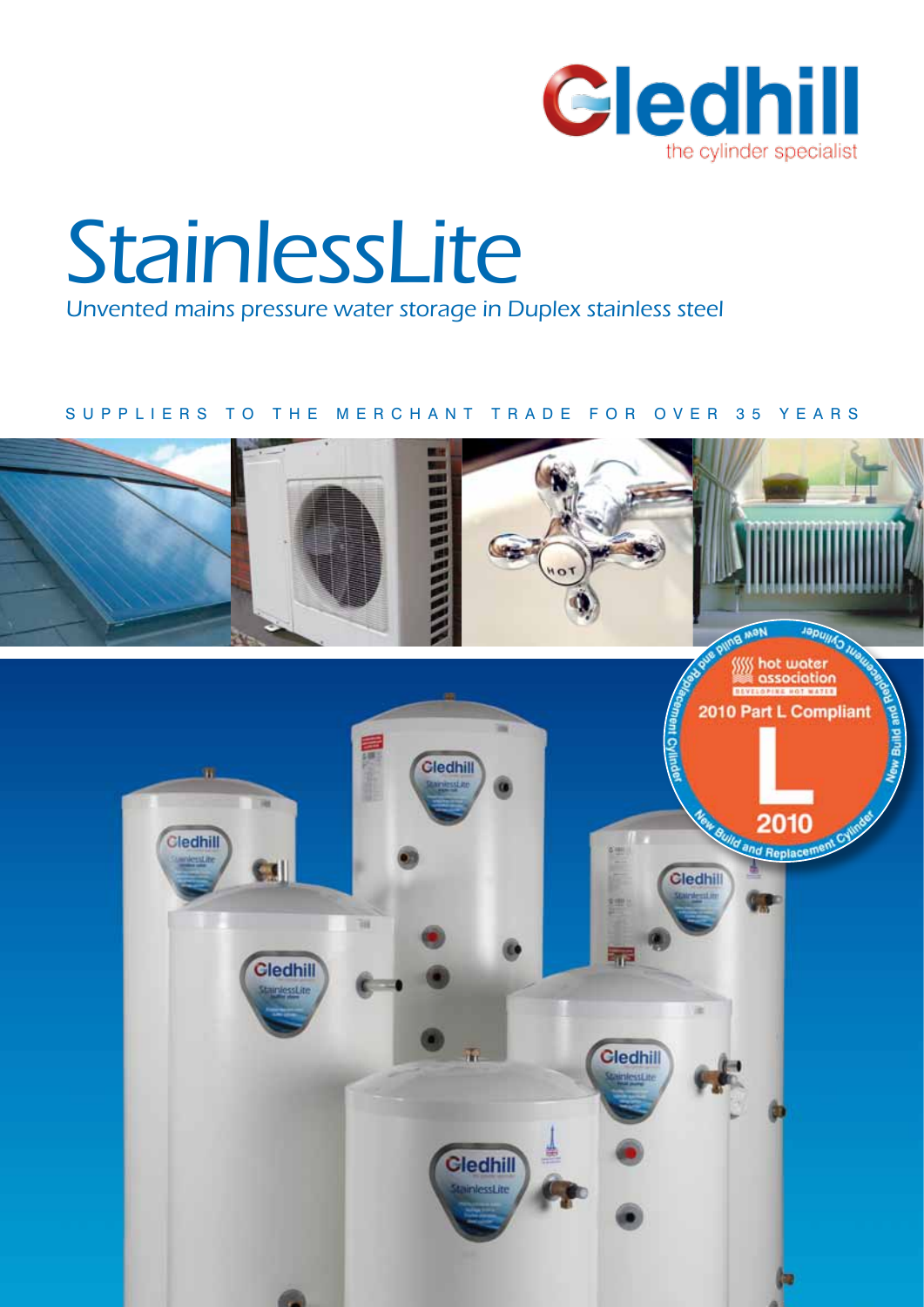Gledhill

the cylinder specialist

# StainlessLite

*Unvented mains pressure water storage in Duplex stainless steel*

SUPPLIERS TO THE MERCHANT TRADE FOR OVER 35 YEARS

hot water association

2010 Part L Compliant

L 2010

New Build and Replacement Cylinder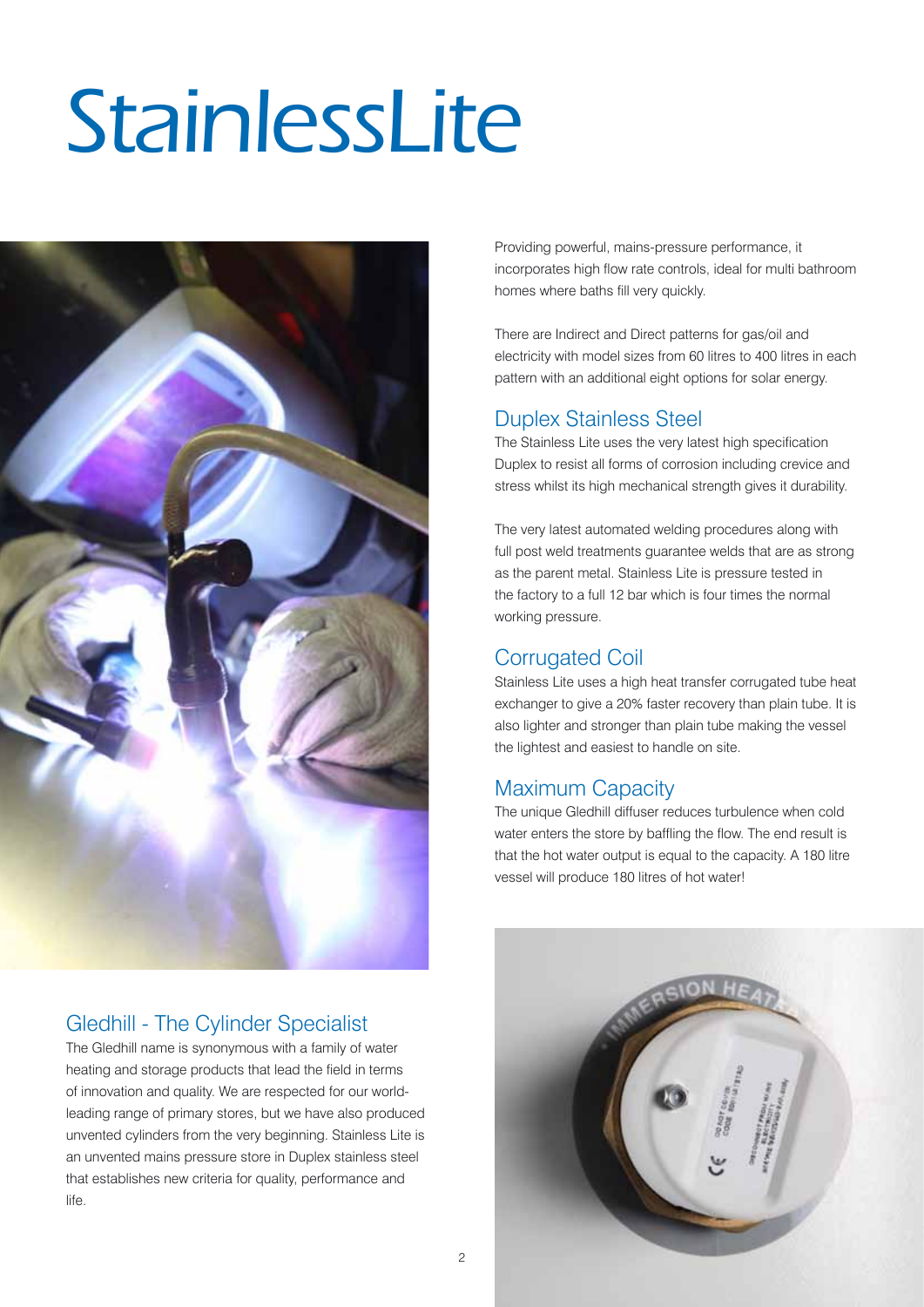# StainlessLite

Providing powerful, mains-pressure performance, it incorporates high flow rate controls, ideal for multi bathroom homes where baths fill very quickly.

There are Indirect and Direct patterns for gas/oil and electricity with model sizes from 60 litres to 400 litres in each pattern with an additional eight options for solar energy.

## Duplex Stainless Steel

The Stainless Lite uses the very latest high specification Duplex to resist all forms of corrosion including crevice and stress whilst its high mechanical strength gives it durability.

The very latest automated welding procedures along with full post weld treatments guarantee welds that are as strong as the parent metal. Stainless Lite is pressure tested in the factory to a full 12 bar which is four times the normal working pressure.

## Corrugated Coil

Stainless Lite uses a high heat transfer corrugated tube heat exchanger to give a 20% faster recovery than plain tube. It is also lighter and stronger than plain tube making the vessel the lightest and easiest to handle on site.

## Maximum Capacity

The unique Gledhill diffuser reduces turbulence when cold water enters the store by baffling the flow. The end result is that the hot water output is equal to the capacity. A 180 litre vessel will produce 180 litres of hot water!

## Gledhill - The Cylinder Specialist

The Gledhill name is synonymous with a family of water heating and storage products that lead the field in terms of innovation and quality. We are respected for our world-leading range of primary stores, but we have also produced unvented cylinders from the very beginning. Stainless Lite is an unvented mains pressure store in Duplex stainless steel that establishes new criteria for quality, performance and life.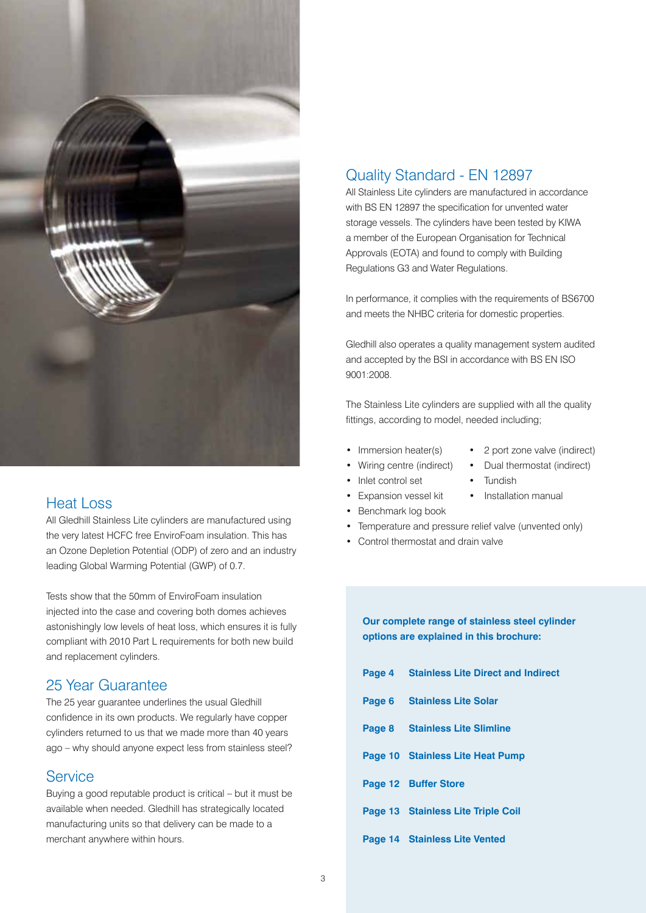## Heat Loss

All Gledhill Stainless Lite cylinders are manufactured using the very latest HCFC free EnviroFoam insulation. This has an Ozone Depletion Potential (ODP) of zero and an industry leading Global Warming Potential (GWP) of 0.7.

Tests show that the 50mm of EnviroFoam insulation injected into the case and covering both domes achieves astonishingly low levels of heat loss, which ensures it is fully compliant with 2010 Part L requirements for both new build and replacement cylinders.

## 25 Year Guarantee

The 25 year guarantee underlines the usual Gledhill confidence in its own products. We regularly have copper cylinders returned to us that we made more than 40 years ago – why should anyone expect less from stainless steel?

## Service

Buying a good reputable product is critical – but it must be available when needed. Gledhill has strategically located manufacturing units so that delivery can be made to a merchant anywhere within hours.

## Quality Standard - EN 12897

All Stainless Lite cylinders are manufactured in accordance with BS EN 12897 the specification for unvented water storage vessels. The cylinders have been tested by KIWA a member of the European Organisation for Technical Approvals (EOTA) and found to comply with Building Regulations G3 and Water Regulations.

In performance, it complies with the requirements of BS6700 and meets the NHBC criteria for domestic properties.

Gledhill also operates a quality management system audited and accepted by the BSI in accordance with BS EN ISO 9001:2008.

The Stainless Lite cylinders are supplied with all the quality fittings, according to model, needed including;

- Immersion heater(s)
- Wiring centre (indirect)
- Inlet control set
- Expansion vessel kit
- Benchmark log book
- 2 port zone valve (indirect)
- Dual thermostat (indirect)
- Tundish
- Installation manual
- Temperature and pressure relief valve (unvented only)
- Control thermostat and drain valve

**Our complete range of stainless steel cylinder options are explained in this brochure:**

**Page 4** **Stainless Lite Direct and Indirect**

**Page 6** **Stainless Lite Solar**

**Page 8** **Stainless Lite Slimline**

**Page 10** **Stainless Lite Heat Pump**

**Page 12** **Buffer Store**

**Page 13** **Stainless Lite Triple Coil**

**Page 14** **Stainless Lite Vented**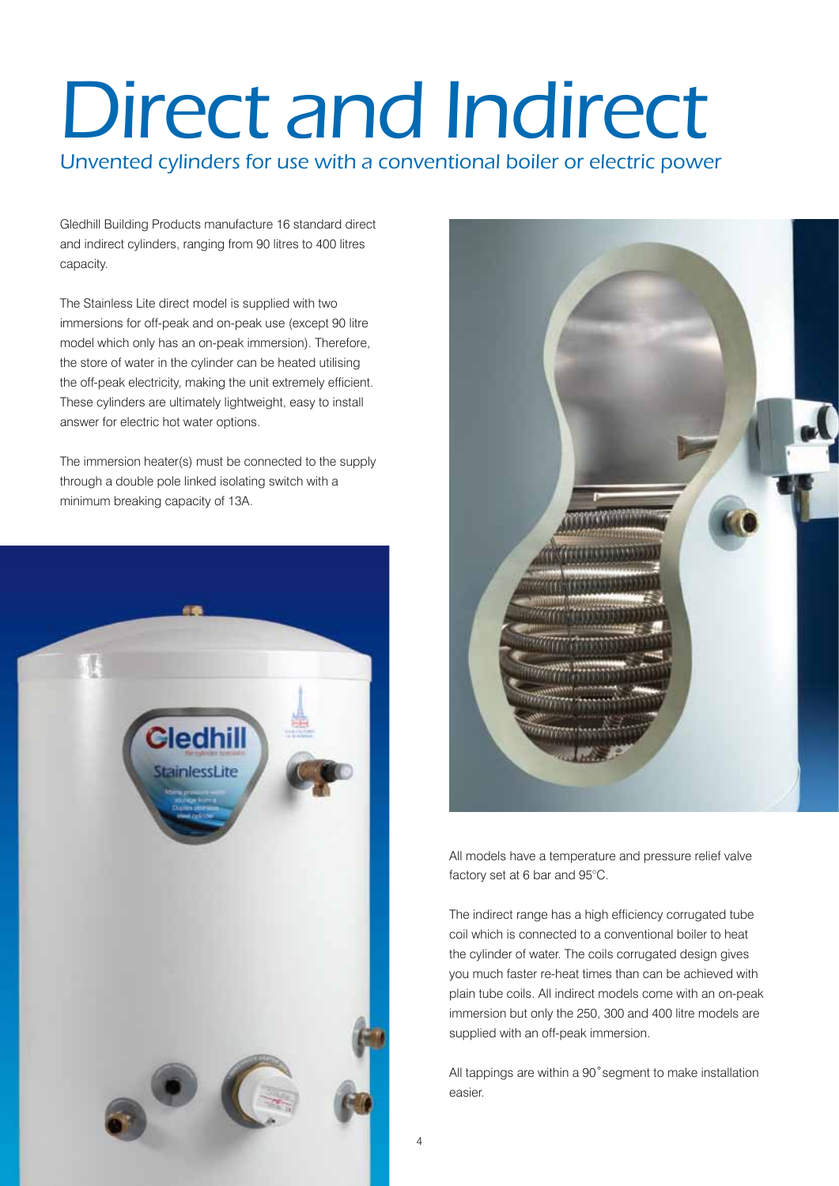# Direct and Indirect

## Unvented cylinders for use with a conventional boiler or electric power

Gledhill Building Products manufacture 16 standard direct and indirect cylinders, ranging from 90 litres to 400 litres capacity.

The Stainless Lite direct model is supplied with two immersions for off-peak and on-peak use (except 90 litre model which only has an on-peak immersion). Therefore, the store of water in the cylinder can be heated utilising the off-peak electricity, making the unit extremely efficient. These cylinders are ultimately lightweight, easy to install answer for electric hot water options.

The immersion heater(s) must be connected to the supply through a double pole linked isolating switch with a minimum breaking capacity of 13A.

All models have a temperature and pressure relief valve factory set at 6 bar and 95°C.

The indirect range has a high efficiency corrugated tube coil which is connected to a conventional boiler to heat the cylinder of water. The coils corrugated design gives you much faster re-heat times than can be achieved with plain tube coils. All indirect models come with an on-peak immersion but only the 250, 300 and 400 litre models are supplied with an off-peak immersion.

All tappings are within a 90˚segment to make installation easier.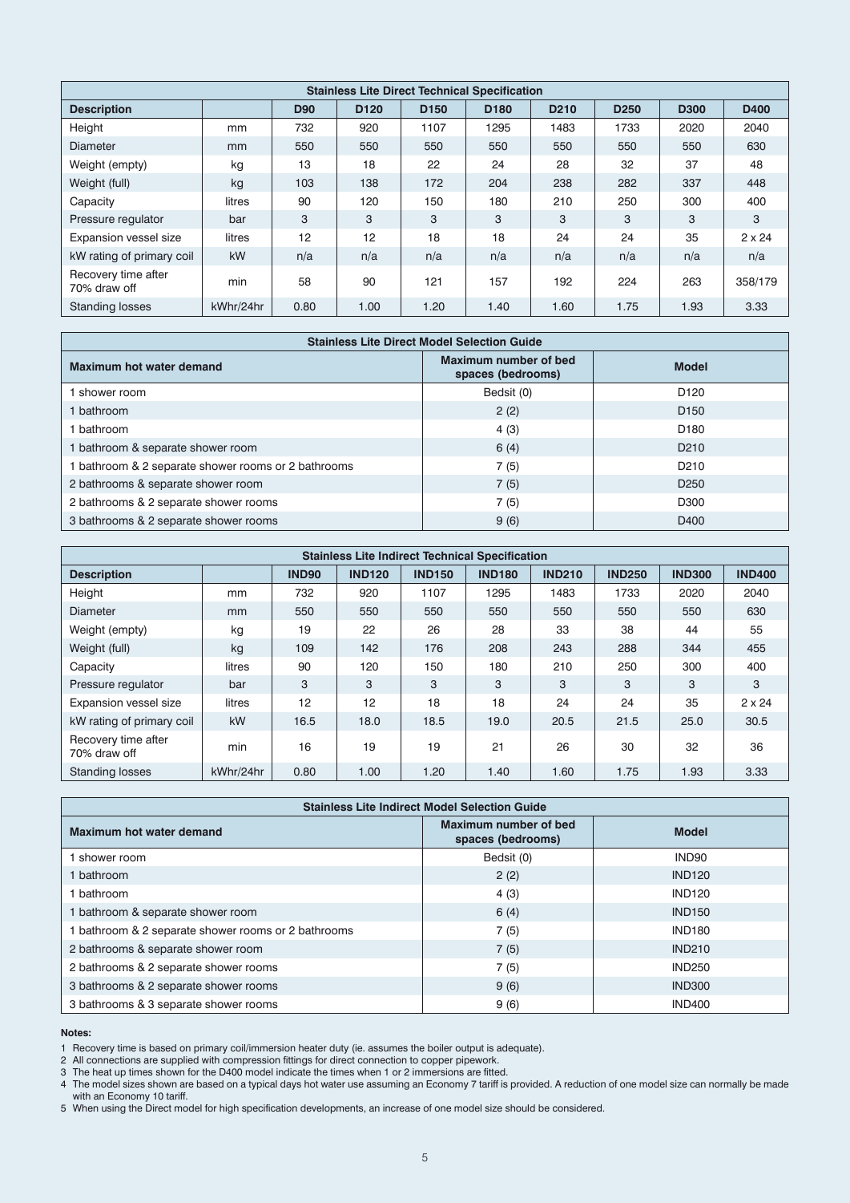| Stainless Lite Direct Technical Specification | | | | | | | | | |
|---|---|---|---|---|---|---|---|---|---|
| **Description** | | **D90** | **D120** | **D150** | **D180** | **D210** | **D250** | **D300** | **D400** |
| Height | mm | 732 | 920 | 1107 | 1295 | 1483 | 1733 | 2020 | 2040 |
| Diameter | mm | 550 | 550 | 550 | 550 | 550 | 550 | 550 | 630 |
| Weight (empty) | kg | 13 | 18 | 22 | 24 | 28 | 32 | 37 | 48 |
| Weight (full) | kg | 103 | 138 | 172 | 204 | 238 | 282 | 337 | 448 |
| Capacity | litres | 90 | 120 | 150 | 180 | 210 | 250 | 300 | 400 |
| Pressure regulator | bar | 3 | 3 | 3 | 3 | 3 | 3 | 3 | 3 |
| Expansion vessel size | litres | 12 | 12 | 18 | 18 | 24 | 24 | 35 | 2 x 24 |
| kW rating of primary coil | kW | n/a | n/a | n/a | n/a | n/a | n/a | n/a | n/a |
| Recovery time after 70% draw off | min | 58 | 90 | 121 | 157 | 192 | 224 | 263 | 358/179 |
| Standing losses | kWhr/24hr | 0.80 | 1.00 | 1.20 | 1.40 | 1.60 | 1.75 | 1.93 | 3.33 |

| Stainless Lite Direct Model Selection Guide | | |
|---|---|---|
| **Maximum hot water demand** | **Maximum number of bed spaces (bedrooms)** | **Model** |
| 1 shower room | Bedsit (0) | D120 |
| 1 bathroom | 2 (2) | D150 |
| 1 bathroom | 4 (3) | D180 |
| 1 bathroom & separate shower room | 6 (4) | D210 |
| 1 bathroom & 2 separate shower rooms or 2 bathrooms | 7 (5) | D210 |
| 2 bathrooms & separate shower room | 7 (5) | D250 |
| 2 bathrooms & 2 separate shower rooms | 7 (5) | D300 |
| 3 bathrooms & 2 separate shower rooms | 9 (6) | D400 |

| Stainless Lite Indirect Technical Specification | | | | | | | | | |
|---|---|---|---|---|---|---|---|---|---|
| **Description** | | **IND90** | **IND120** | **IND150** | **IND180** | **IND210** | **IND250** | **IND300** | **IND400** |
| Height | mm | 732 | 920 | 1107 | 1295 | 1483 | 1733 | 2020 | 2040 |
| Diameter | mm | 550 | 550 | 550 | 550 | 550 | 550 | 550 | 630 |
| Weight (empty) | kg | 19 | 22 | 26 | 28 | 33 | 38 | 44 | 55 |
| Weight (full) | kg | 109 | 142 | 176 | 208 | 243 | 288 | 344 | 455 |
| Capacity | litres | 90 | 120 | 150 | 180 | 210 | 250 | 300 | 400 |
| Pressure regulator | bar | 3 | 3 | 3 | 3 | 3 | 3 | 3 | 3 |
| Expansion vessel size | litres | 12 | 12 | 18 | 18 | 24 | 24 | 35 | 2 x 24 |
| kW rating of primary coil | kW | 16.5 | 18.0 | 18.5 | 19.0 | 20.5 | 21.5 | 25.0 | 30.5 |
| Recovery time after 70% draw off | min | 16 | 19 | 19 | 21 | 26 | 30 | 32 | 36 |
| Standing losses | kWhr/24hr | 0.80 | 1.00 | 1.20 | 1.40 | 1.60 | 1.75 | 1.93 | 3.33 |

| Stainless Lite Indirect Model Selection Guide | | |
|---|---|---|
| **Maximum hot water demand** | **Maximum number of bed spaces (bedrooms)** | **Model** |
| 1 shower room | Bedsit (0) | IND90 |
| 1 bathroom | 2 (2) | IND120 |
| 1 bathroom | 4 (3) | IND120 |
| 1 bathroom & separate shower room | 6 (4) | IND150 |
| 1 bathroom & 2 separate shower rooms or 2 bathrooms | 7 (5) | IND180 |
| 2 bathrooms & separate shower room | 7 (5) | IND210 |
| 2 bathrooms & 2 separate shower rooms | 7 (5) | IND250 |
| 3 bathrooms & 2 separate shower rooms | 9 (6) | IND300 |
| 3 bathrooms & 3 separate shower rooms | 9 (6) | IND400 |

**Notes:**

1 Recovery time is based on primary coil/immersion heater duty (ie. assumes the boiler output is adequate).

2 All connections are supplied with compression fittings for direct connection to copper pipework.

3 The heat up times shown for the D400 model indicate the times when 1 or 2 immersions are fitted.

4 The model sizes shown are based on a typical days hot water use assuming an Economy 7 tariff is provided. A reduction of one model size can normally be made with an Economy 10 tariff.

5 When using the Direct model for high specification developments, an increase of one model size should be considered.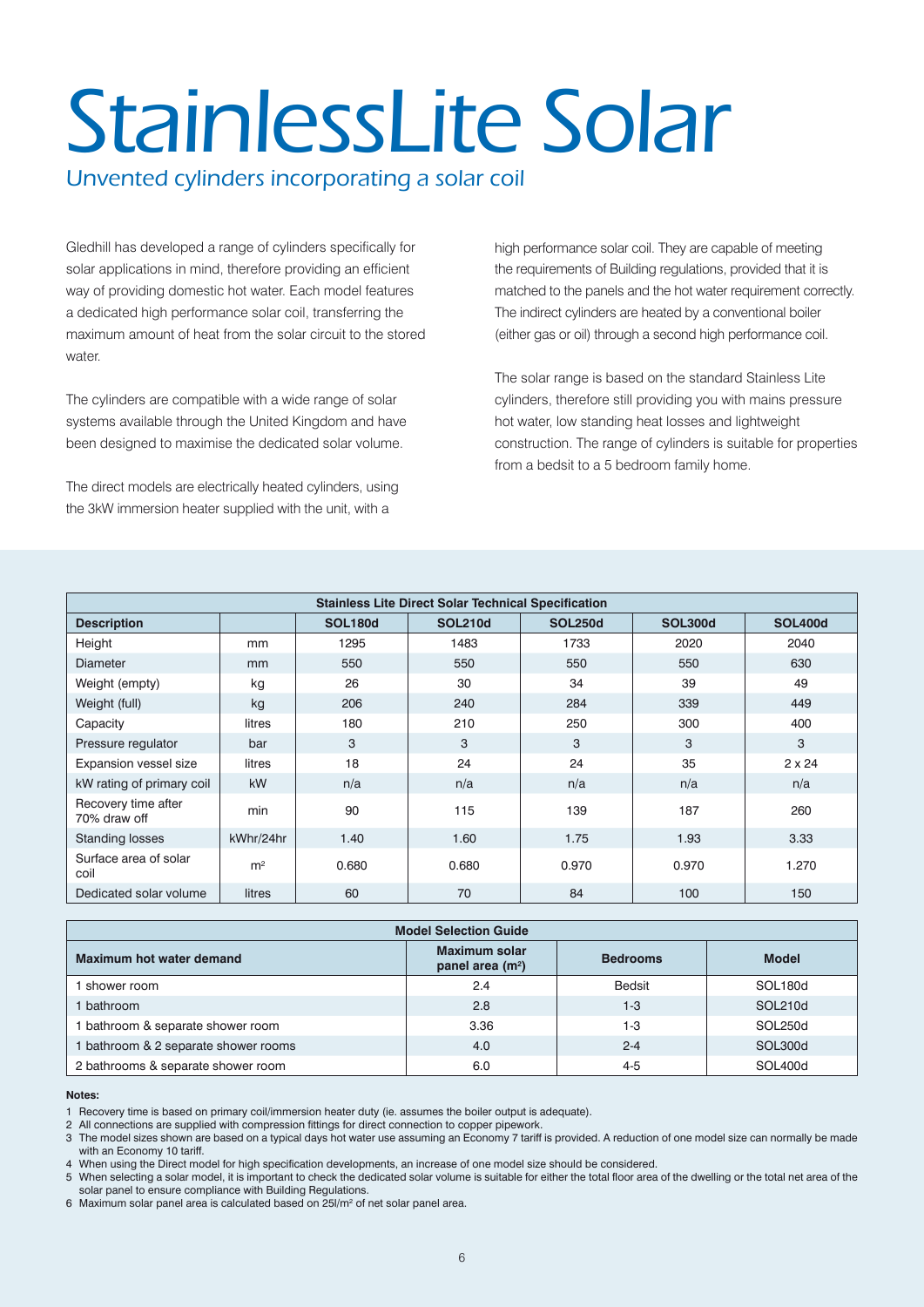# StainlessLite Solar

*Unvented cylinders incorporating a solar coil*

Gledhill has developed a range of cylinders specifically for solar applications in mind, therefore providing an efficient way of providing domestic hot water. Each model features a dedicated high performance solar coil, transferring the maximum amount of heat from the solar circuit to the stored water.

The cylinders are compatible with a wide range of solar systems available through the United Kingdom and have been designed to maximise the dedicated solar volume.

The direct models are electrically heated cylinders, using the 3kW immersion heater supplied with the unit, with a high performance solar coil. They are capable of meeting the requirements of Building regulations, provided that it is matched to the panels and the hot water requirement correctly. The indirect cylinders are heated by a conventional boiler (either gas or oil) through a second high performance coil.

The solar range is based on the standard Stainless Lite cylinders, therefore still providing you with mains pressure hot water, low standing heat losses and lightweight construction. The range of cylinders is suitable for properties from a bedsit to a 5 bedroom family home.

| Stainless Lite Direct Solar Technical Specification | | | | | | |
|---|---|---|---|---|---|---|
| **Description** | | **SOL180d** | **SOL210d** | **SOL250d** | **SOL300d** | **SOL400d** |
| Height | mm | 1295 | 1483 | 1733 | 2020 | 2040 |
| Diameter | mm | 550 | 550 | 550 | 550 | 630 |
| Weight (empty) | kg | 26 | 30 | 34 | 39 | 49 |
| Weight (full) | kg | 206 | 240 | 284 | 339 | 449 |
| Capacity | litres | 180 | 210 | 250 | 300 | 400 |
| Pressure regulator | bar | 3 | 3 | 3 | 3 | 3 |
| Expansion vessel size | litres | 18 | 24 | 24 | 35 | 2 x 24 |
| kW rating of primary coil | kW | n/a | n/a | n/a | n/a | n/a |
| Recovery time after 70% draw off | min | 90 | 115 | 139 | 187 | 260 |
| Standing losses | kWhr/24hr | 1.40 | 1.60 | 1.75 | 1.93 | 3.33 |
| Surface area of solar coil | $m^2$ | 0.680 | 0.680 | 0.970 | 0.970 | 1.270 |
| Dedicated solar volume | litres | 60 | 70 | 84 | 100 | 150 |

| Model Selection Guide | | | |
|---|---|---|---|
| **Maximum hot water demand** | **Maximum solar panel area ($m^2$)** | **Bedrooms** | **Model** |
| 1 shower room | 2.4 | Bedsit | SOL180d |
| 1 bathroom | 2.8 | 1-3 | SOL210d |
| 1 bathroom & separate shower room | 3.36 | 1-3 | SOL250d |
| 1 bathroom & 2 separate shower rooms | 4.0 | 2-4 | SOL300d |
| 2 bathrooms & separate shower room | 6.0 | 4-5 | SOL400d |

**Notes:**

1. Recovery time is based on primary coil/immersion heater duty (ie. assumes the boiler output is adequate).
2. All connections are supplied with compression fittings for direct connection to copper pipework.
3. The model sizes shown are based on a typical days hot water use assuming an Economy 7 tariff is provided. A reduction of one model size can normally be made with an Economy 10 tariff.
4. When using the Direct model for high specification developments, an increase of one model size should be considered.
5. When selecting a solar model, it is important to check the dedicated solar volume is suitable for either the total floor area of the dwelling or the total net area of the solar panel to ensure compliance with Building Regulations.
6. Maximum solar panel area is calculated based on 25l/$m^2$ of net solar panel area.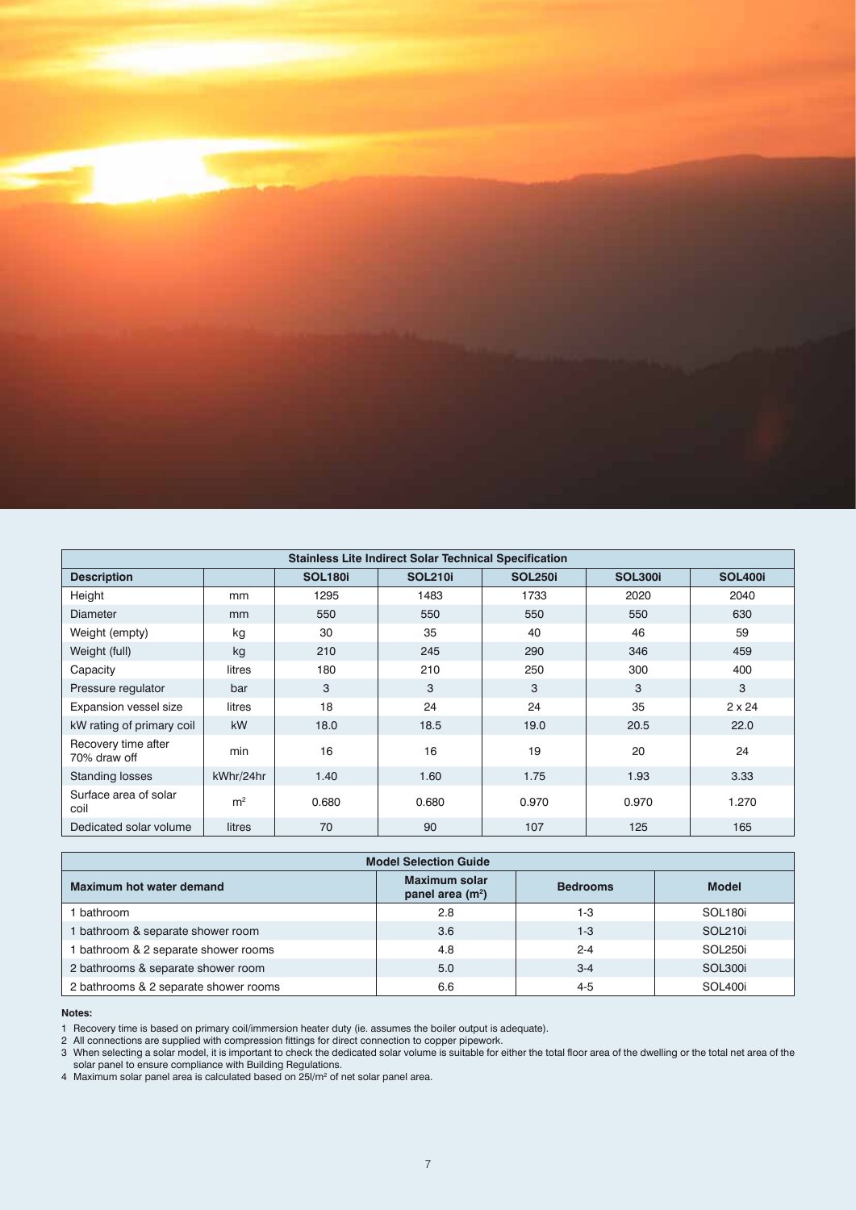| Stainless Lite Indirect Solar Technical Specification | | | | | | |
|---|---|---|---|---|---|---|
| **Description** | | **SOL180i** | **SOL210i** | **SOL250i** | **SOL300i** | **SOL400i** |
| Height | mm | 1295 | 1483 | 1733 | 2020 | 2040 |
| Diameter | mm | 550 | 550 | 550 | 550 | 630 |
| Weight (empty) | kg | 30 | 35 | 40 | 46 | 59 |
| Weight (full) | kg | 210 | 245 | 290 | 346 | 459 |
| Capacity | litres | 180 | 210 | 250 | 300 | 400 |
| Pressure regulator | bar | 3 | 3 | 3 | 3 | 3 |
| Expansion vessel size | litres | 18 | 24 | 24 | 35 | 2 x 24 |
| kW rating of primary coil | kW | 18.0 | 18.5 | 19.0 | 20.5 | 22.0 |
| Recovery time after 70% draw off | min | 16 | 16 | 19 | 20 | 24 |
| Standing losses | kWhr/24hr | 1.40 | 1.60 | 1.75 | 1.93 | 3.33 |
| Surface area of solar coil | $m^2$ | 0.680 | 0.680 | 0.970 | 0.970 | 1.270 |
| Dedicated solar volume | litres | 70 | 90 | 107 | 125 | 165 |

| Model Selection Guide | | | |
|---|---|---|---|
| **Maximum hot water demand** | **Maximum solar panel area ($m^2$)** | **Bedrooms** | **Model** |
| 1 bathroom | 2.8 | 1-3 | SOL180i |
| 1 bathroom & separate shower room | 3.6 | 1-3 | SOL210i |
| 1 bathroom & 2 separate shower rooms | 4.8 | 2-4 | SOL250i |
| 2 bathrooms & separate shower room | 5.0 | 3-4 | SOL300i |
| 2 bathrooms & 2 separate shower rooms | 6.6 | 4-5 | SOL400i |

**Notes:**

1 Recovery time is based on primary coil/immersion heater duty (ie. assumes the boiler output is adequate).

2 All connections are supplied with compression fittings for direct connection to copper pipework.

3 When selecting a solar model, it is important to check the dedicated solar volume is suitable for either the total floor area of the dwelling or the total net area of the solar panel to ensure compliance with Building Regulations.

4 Maximum solar panel area is calculated based on 25l/$m^2$ of net solar panel area.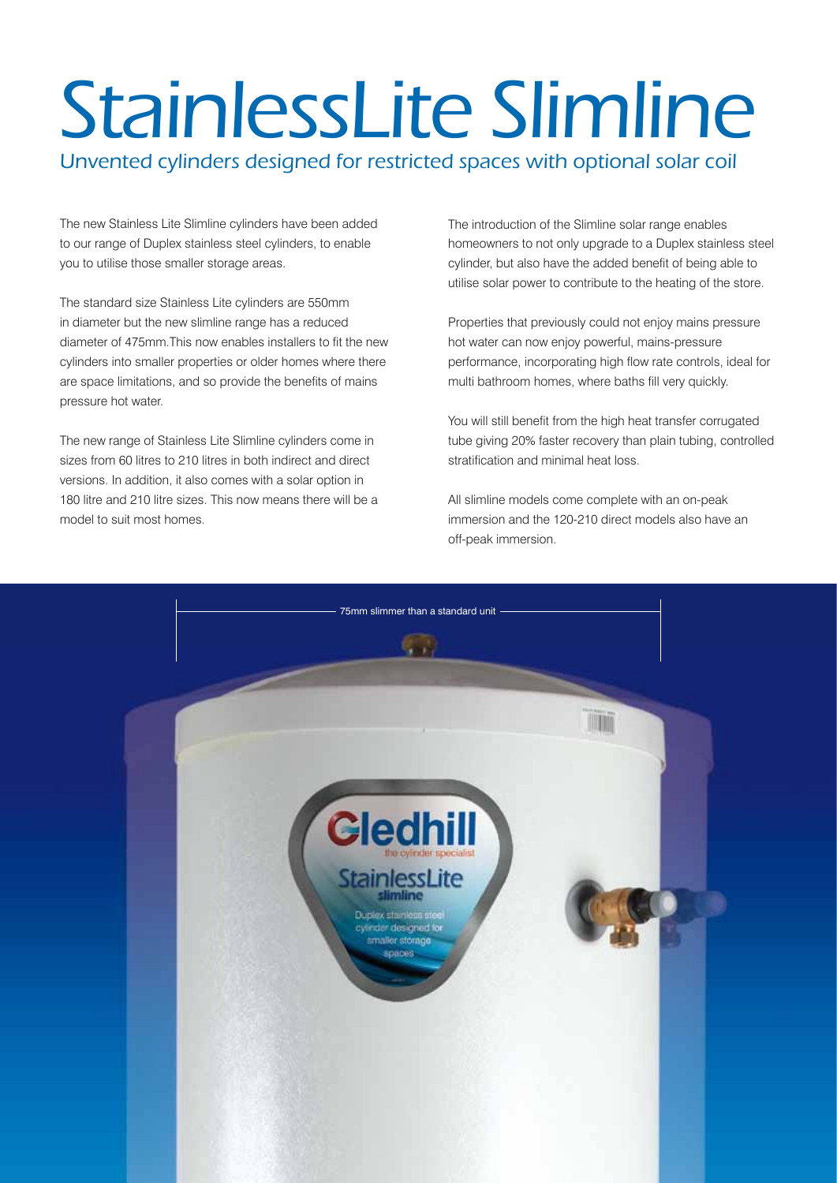# StainlessLite Slimline

*Unvented cylinders designed for restricted spaces with optional solar coil*

The new Stainless Lite Slimline cylinders have been added to our range of Duplex stainless steel cylinders, to enable you to utilise those smaller storage areas.

The standard size Stainless Lite cylinders are 550mm in diameter but the new slimline range has a reduced diameter of 475mm.This now enables installers to fit the new cylinders into smaller properties or older homes where there are space limitations, and so provide the benefits of mains pressure hot water.

The new range of Stainless Lite Slimline cylinders come in sizes from 60 litres to 210 litres in both indirect and direct versions. In addition, it also comes with a solar option in 180 litre and 210 litre sizes. This now means there will be a model to suit most homes.

The introduction of the Slimline solar range enables homeowners to not only upgrade to a Duplex stainless steel cylinder, but also have the added benefit of being able to utilise solar power to contribute to the heating of the store.

Properties that previously could not enjoy mains pressure hot water can now enjoy powerful, mains-pressure performance, incorporating high flow rate controls, ideal for multi bathroom homes, where baths fill very quickly.

You will still benefit from the high heat transfer corrugated tube giving 20% faster recovery than plain tubing, controlled stratification and minimal heat loss.

All slimline models come complete with an on-peak immersion and the 120-210 direct models also have an off-peak immersion.

75mm slimmer than a standard unit

Gledhill
the cylinder specialist
StainlessLite
slimline
Duplex stainless steel cylinder designed for smaller storage spaces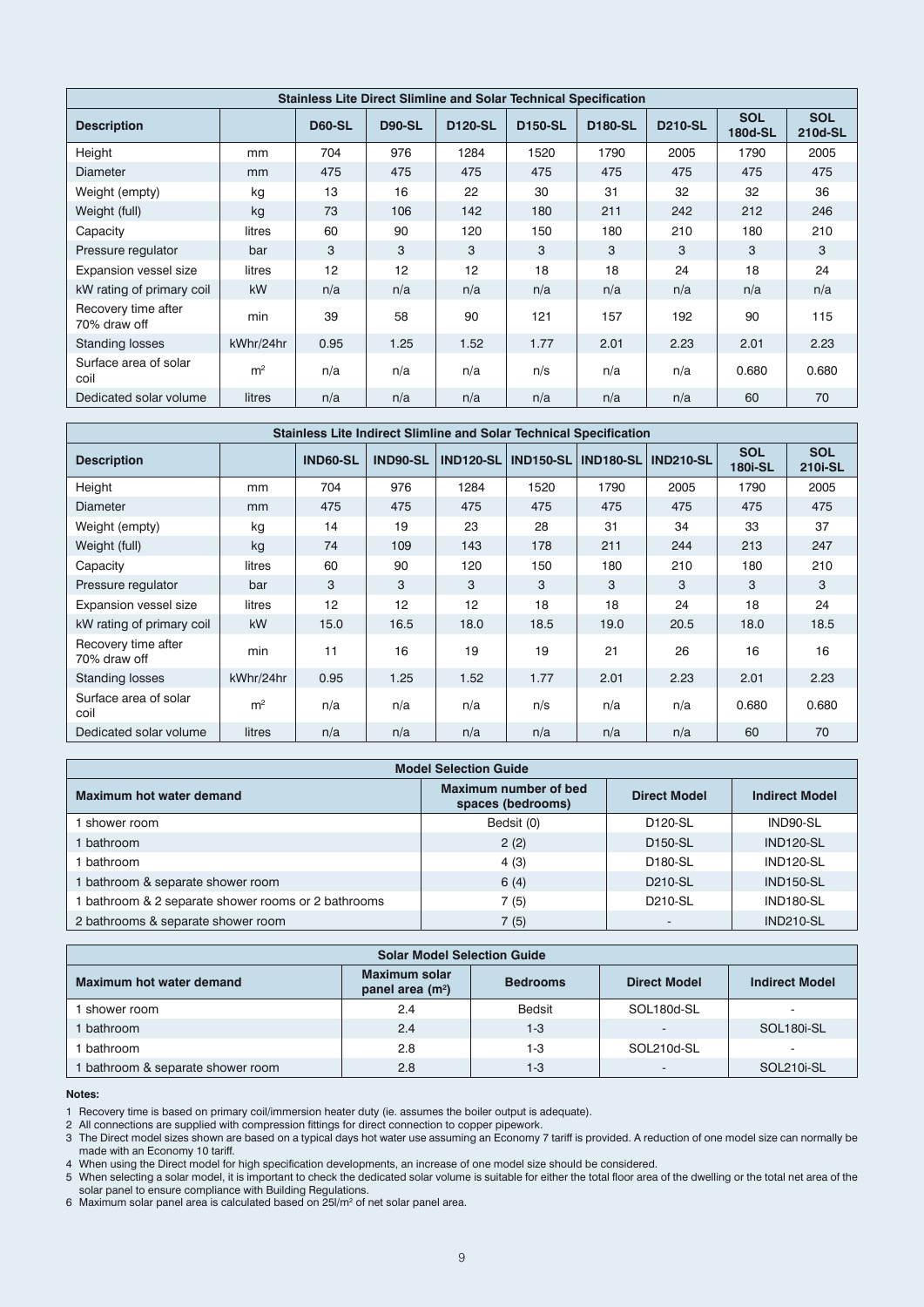| Stainless Lite Direct Slimline and Solar Technical Specification | | | | | | | | | |
|---|---|---|---|---|---|---|---|---|---|
| **Description** | | **D60-SL** | **D90-SL** | **D120-SL** | **D150-SL** | **D180-SL** | **D210-SL** | **SOL 180d-SL** | **SOL 210d-SL** |
| Height | mm | 704 | 976 | 1284 | 1520 | 1790 | 2005 | 1790 | 2005 |
| Diameter | mm | 475 | 475 | 475 | 475 | 475 | 475 | 475 | 475 |
| Weight (empty) | kg | 13 | 16 | 22 | 30 | 31 | 32 | 32 | 36 |
| Weight (full) | kg | 73 | 106 | 142 | 180 | 211 | 242 | 212 | 246 |
| Capacity | litres | 60 | 90 | 120 | 150 | 180 | 210 | 180 | 210 |
| Pressure regulator | bar | 3 | 3 | 3 | 3 | 3 | 3 | 3 | 3 |
| Expansion vessel size | litres | 12 | 12 | 12 | 18 | 18 | 24 | 18 | 24 |
| kW rating of primary coil | kW | n/a | n/a | n/a | n/a | n/a | n/a | n/a | n/a |
| Recovery time after 70% draw off | min | 39 | 58 | 90 | 121 | 157 | 192 | 90 | 115 |
| Standing losses | kWhr/24hr | 0.95 | 1.25 | 1.52 | 1.77 | 2.01 | 2.23 | 2.01 | 2.23 |
| Surface area of solar coil | $m^2$ | n/a | n/a | n/a | n/s | n/a | n/a | 0.680 | 0.680 |
| Dedicated solar volume | litres | n/a | n/a | n/a | n/a | n/a | n/a | 60 | 70 |

| Stainless Lite Indirect Slimline and Solar Technical Specification | | | | | | | | | |
|---|---|---|---|---|---|---|---|---|---|
| **Description** | | **IND60-SL** | **IND90-SL** | **IND120-SL** | **IND150-SL** | **IND180-SL** | **IND210-SL** | **SOL 180i-SL** | **SOL 210i-SL** |
| Height | mm | 704 | 976 | 1284 | 1520 | 1790 | 2005 | 1790 | 2005 |
| Diameter | mm | 475 | 475 | 475 | 475 | 475 | 475 | 475 | 475 |
| Weight (empty) | kg | 14 | 19 | 23 | 28 | 31 | 34 | 33 | 37 |
| Weight (full) | kg | 74 | 109 | 143 | 178 | 211 | 244 | 213 | 247 |
| Capacity | litres | 60 | 90 | 120 | 150 | 180 | 210 | 180 | 210 |
| Pressure regulator | bar | 3 | 3 | 3 | 3 | 3 | 3 | 3 | 3 |
| Expansion vessel size | litres | 12 | 12 | 12 | 18 | 18 | 24 | 18 | 24 |
| kW rating of primary coil | kW | 15.0 | 16.5 | 18.0 | 18.5 | 19.0 | 20.5 | 18.0 | 18.5 |
| Recovery time after 70% draw off | min | 11 | 16 | 19 | 19 | 21 | 26 | 16 | 16 |
| Standing losses | kWhr/24hr | 0.95 | 1.25 | 1.52 | 1.77 | 2.01 | 2.23 | 2.01 | 2.23 |
| Surface area of solar coil | $m^2$ | n/a | n/a | n/a | n/s | n/a | n/a | 0.680 | 0.680 |
| Dedicated solar volume | litres | n/a | n/a | n/a | n/a | n/a | n/a | 60 | 70 |

| Model Selection Guide | | | |
|---|---|---|---|
| **Maximum hot water demand** | **Maximum number of bed spaces (bedrooms)** | **Direct Model** | **Indirect Model** |
| 1 shower room | Bedsit (0) | D120-SL | IND90-SL |
| 1 bathroom | 2 (2) | D150-SL | IND120-SL |
| 1 bathroom | 4 (3) | D180-SL | IND120-SL |
| 1 bathroom & separate shower room | 6 (4) | D210-SL | IND150-SL |
| 1 bathroom & 2 separate shower rooms or 2 bathrooms | 7 (5) | D210-SL | IND180-SL |
| 2 bathrooms & separate shower room | 7 (5) | - | IND210-SL |

| Solar Model Selection Guide | | | | |
|---|---|---|---|---|
| **Maximum hot water demand** | **Maximum solar panel area ($m^2$)** | **Bedrooms** | **Direct Model** | **Indirect Model** |
| 1 shower room | 2.4 | Bedsit | SOL180d-SL | - |
| 1 bathroom | 2.4 | 1-3 | - | SOL180i-SL |
| 1 bathroom | 2.8 | 1-3 | SOL210d-SL | - |
| 1 bathroom & separate shower room | 2.8 | 1-3 | - | SOL210i-SL |

**Notes:**

1 Recovery time is based on primary coil/immersion heater duty (ie. assumes the boiler output is adequate).
2 All connections are supplied with compression fittings for direct connection to copper pipework.
3 The Direct model sizes shown are based on a typical days hot water use assuming an Economy 7 tariff is provided. A reduction of one model size can normally be made with an Economy 10 tariff.
4 When using the Direct model for high specification developments, an increase of one model size should be considered.
5 When selecting a solar model, it is important to check the dedicated solar volume is suitable for either the total floor area of the dwelling or the total net area of the solar panel to ensure compliance with Building Regulations.
6 Maximum solar panel area is calculated based on 25l/$m^2$ of net solar panel area.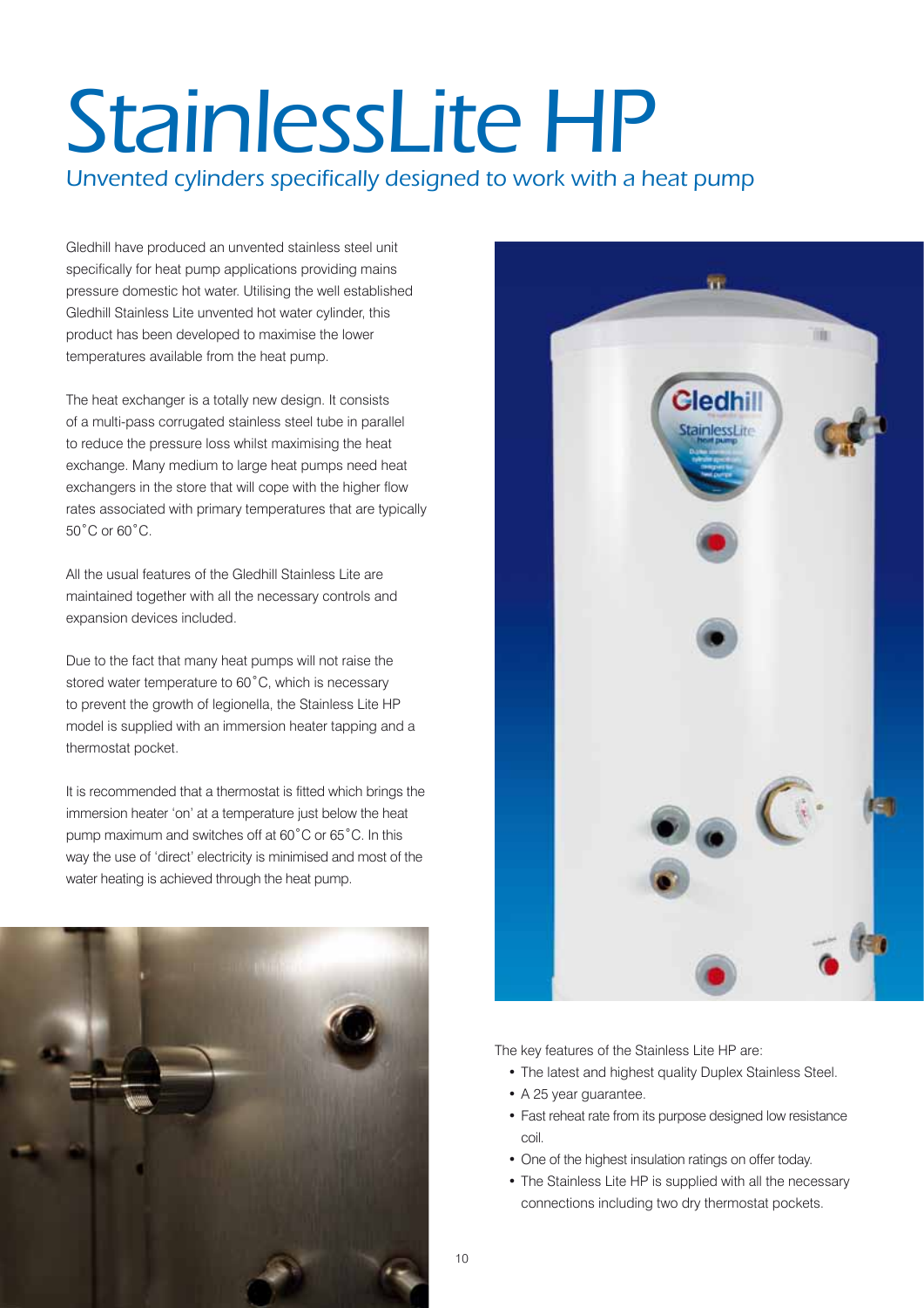# StainlessLite HP

## *Unvented cylinders specifically designed to work with a heat pump*

Gledhill have produced an unvented stainless steel unit specifically for heat pump applications providing mains pressure domestic hot water. Utilising the well established Gledhill Stainless Lite unvented hot water cylinder, this product has been developed to maximise the lower temperatures available from the heat pump.

The heat exchanger is a totally new design. It consists of a multi-pass corrugated stainless steel tube in parallel to reduce the pressure loss whilst maximising the heat exchange. Many medium to large heat pumps need heat exchangers in the store that will cope with the higher flow rates associated with primary temperatures that are typically 50˚C or 60˚C.

All the usual features of the Gledhill Stainless Lite are maintained together with all the necessary controls and expansion devices included.

Due to the fact that many heat pumps will not raise the stored water temperature to 60˚C, which is necessary to prevent the growth of legionella, the Stainless Lite HP model is supplied with an immersion heater tapping and a thermostat pocket.

It is recommended that a thermostat is fitted which brings the immersion heater 'on' at a temperature just below the heat pump maximum and switches off at 60˚C or 65˚C. In this way the use of 'direct' electricity is minimised and most of the water heating is achieved through the heat pump.

The key features of the Stainless Lite HP are:

- The latest and highest quality Duplex Stainless Steel.
- A 25 year guarantee.
- Fast reheat rate from its purpose designed low resistance coil.
- One of the highest insulation ratings on offer today.
- The Stainless Lite HP is supplied with all the necessary connections including two dry thermostat pockets.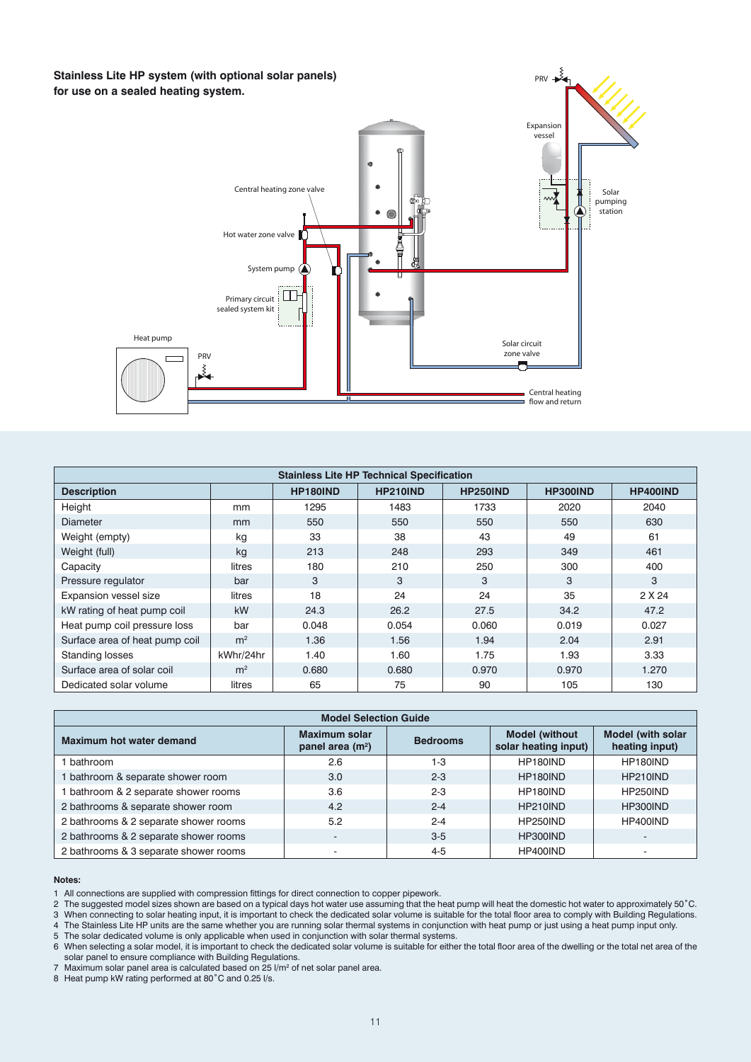**Stainless Lite HP system (with optional solar panels) for use on a sealed heating system.**

PRV

Expansion vessel

Solar pumping station

Central heating zone valve

Hot water zone valve

System pump

Primary circuit sealed system kit

Heat pump

PRV

Solar circuit zone valve

Central heating flow and return

| Stainless Lite HP Technical Specification | | | | | | |
|---|---|---|---|---|---|---|
| **Description** | | **HP180IND** | **HP210IND** | **HP250IND** | **HP300IND** | **HP400IND** |
| Height | mm | 1295 | 1483 | 1733 | 2020 | 2040 |
| Diameter | mm | 550 | 550 | 550 | 550 | 630 |
| Weight (empty) | kg | 33 | 38 | 43 | 49 | 61 |
| Weight (full) | kg | 213 | 248 | 293 | 349 | 461 |
| Capacity | litres | 180 | 210 | 250 | 300 | 400 |
| Pressure regulator | bar | 3 | 3 | 3 | 3 | 3 |
| Expansion vessel size | litres | 18 | 24 | 24 | 35 | 2 X 24 |
| kW rating of heat pump coil | kW | 24.3 | 26.2 | 27.5 | 34.2 | 47.2 |
| Heat pump coil pressure loss | bar | 0.048 | 0.054 | 0.060 | 0.019 | 0.027 |
| Surface area of heat pump coil | $m^2$ | 1.36 | 1.56 | 1.94 | 2.04 | 2.91 |
| Standing losses | kWhr/24hr | 1.40 | 1.60 | 1.75 | 1.93 | 3.33 |
| Surface area of solar coil | $m^2$ | 0.680 | 0.680 | 0.970 | 0.970 | 1.270 |
| Dedicated solar volume | litres | 65 | 75 | 90 | 105 | 130 |

| Model Selection Guide | | | | |
|---|---|---|---|---|
| **Maximum hot water demand** | **Maximum solar panel area ($m^2$)** | **Bedrooms** | **Model (without solar heating input)** | **Model (with solar heating input)** |
| 1 bathroom | 2.6 | 1-3 | HP180IND | HP180IND |
| 1 bathroom & separate shower room | 3.0 | 2-3 | HP180IND | HP210IND |
| 1 bathroom & 2 separate shower rooms | 3.6 | 2-3 | HP180IND | HP250IND |
| 2 bathrooms & separate shower room | 4.2 | 2-4 | HP210IND | HP300IND |
| 2 bathrooms & 2 separate shower rooms | 5.2 | 2-4 | HP250IND | HP400IND |
| 2 bathrooms & 2 separate shower rooms | - | 3-5 | HP300IND | - |
| 2 bathrooms & 3 separate shower rooms | - | 4-5 | HP400IND | - |

**Notes:**

1 All connections are supplied with compression fittings for direct connection to copper pipework.
2 The suggested model sizes shown are based on a typical days hot water use assuming that the heat pump will heat the domestic hot water to approximately 50˚C.
3 When connecting to solar heating input, it is important to check the dedicated solar volume is suitable for the total floor area to comply with Building Regulations.
4 The Stainless Lite HP units are the same whether you are running solar thermal systems in conjunction with heat pump or just using a heat pump input only.
5 The solar dedicated volume is only applicable when used in conjunction with solar thermal systems.
6 When selecting a solar model, it is important to check the dedicated solar volume is suitable for either the total floor area of the dwelling or the total net area of the solar panel to ensure compliance with Building Regulations.
7 Maximum solar panel area is calculated based on 25 l/$m^2$ of net solar panel area.
8 Heat pump kW rating performed at 80˚C and 0.25 l/s.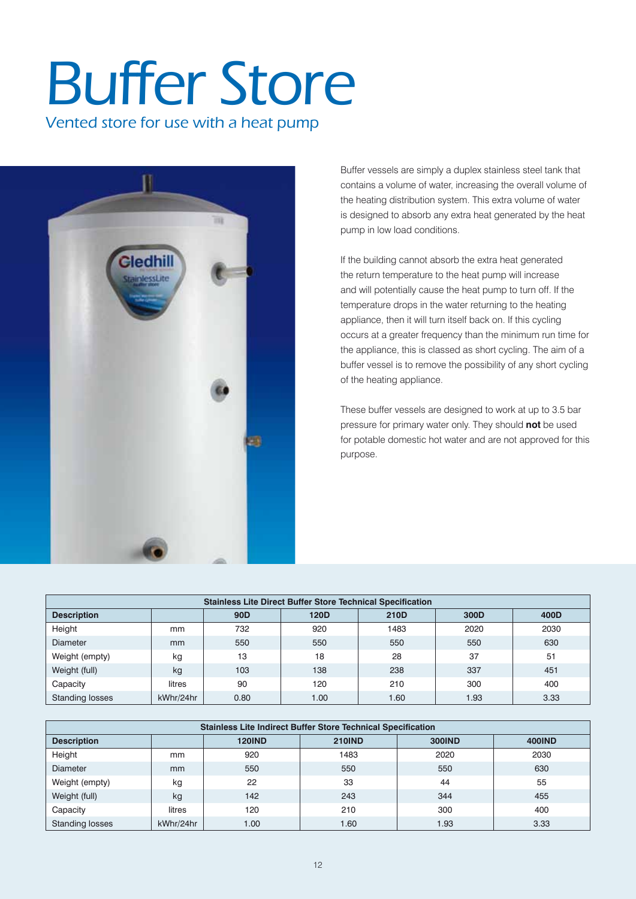# Buffer Store

*Vented store for use with a heat pump*

Buffer vessels are simply a duplex stainless steel tank that contains a volume of water, increasing the overall volume of the heating distribution system. This extra volume of water is designed to absorb any extra heat generated by the heat pump in low load conditions.

If the building cannot absorb the extra heat generated the return temperature to the heat pump will increase and will potentially cause the heat pump to turn off. If the temperature drops in the water returning to the heating appliance, then it will turn itself back on. If this cycling occurs at a greater frequency than the minimum run time for the appliance, this is classed as short cycling. The aim of a buffer vessel is to remove the possibility of any short cycling of the heating appliance.

These buffer vessels are designed to work at up to 3.5 bar pressure for primary water only. They should **not** be used for potable domestic hot water and are not approved for this purpose.

**Stainless Lite Direct Buffer Store Technical Specification**

| Description | | 90D | 120D | 210D | 300D | 400D |
|---|---|---|---|---|---|---|
| Height | mm | 732 | 920 | 1483 | 2020 | 2030 |
| Diameter | mm | 550 | 550 | 550 | 550 | 630 |
| Weight (empty) | kg | 13 | 18 | 28 | 37 | 51 |
| Weight (full) | kg | 103 | 138 | 238 | 337 | 451 |
| Capacity | litres | 90 | 120 | 210 | 300 | 400 |
| Standing losses | kWhr/24hr | 0.80 | 1.00 | 1.60 | 1.93 | 3.33 |

**Stainless Lite Indirect Buffer Store Technical Specification**

| Description | | 120IND | 210IND | 300IND | 400IND |
|---|---|---|---|---|---|
| Height | mm | 920 | 1483 | 2020 | 2030 |
| Diameter | mm | 550 | 550 | 550 | 630 |
| Weight (empty) | kg | 22 | 33 | 44 | 55 |
| Weight (full) | kg | 142 | 243 | 344 | 455 |
| Capacity | litres | 120 | 210 | 300 | 400 |
| Standing losses | kWhr/24hr | 1.00 | 1.60 | 1.93 | 3.33 |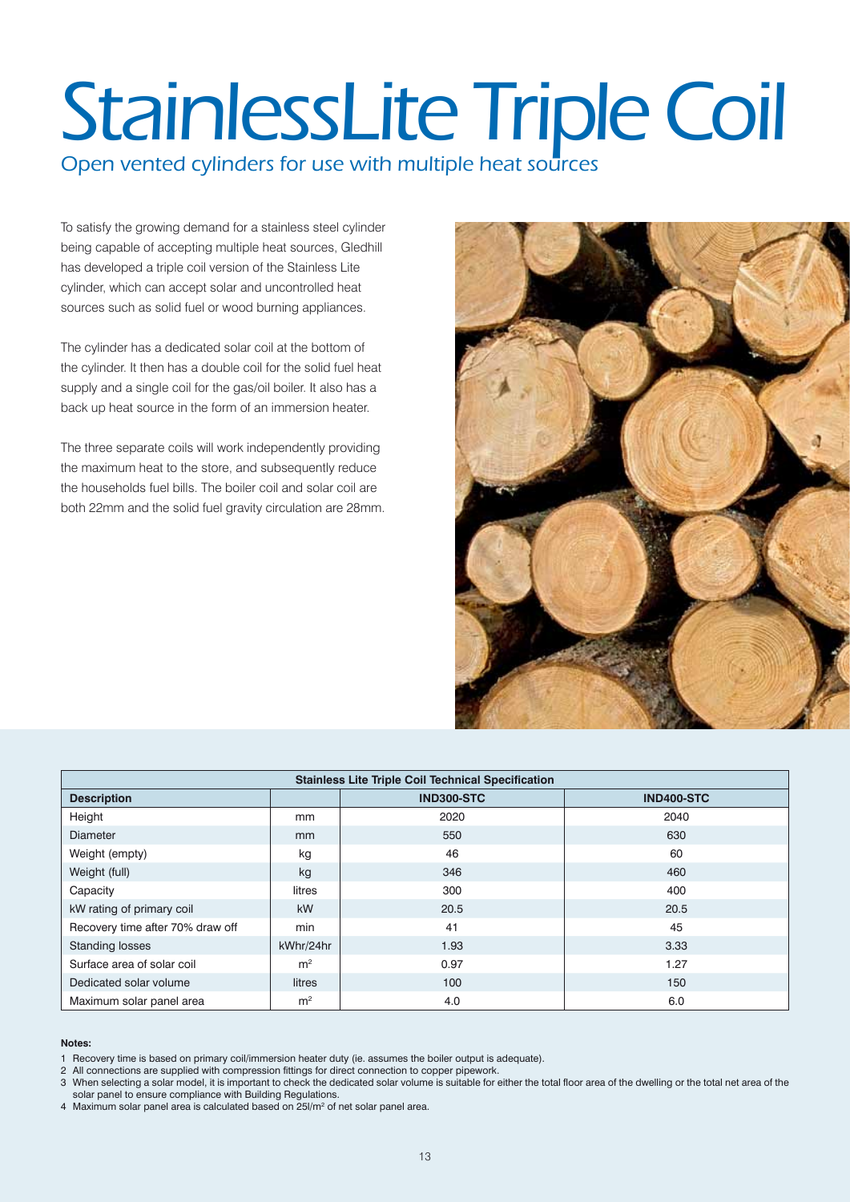# StainlessLite Triple Coil

*Open vented cylinders for use with multiple heat sources*

To satisfy the growing demand for a stainless steel cylinder being capable of accepting multiple heat sources, Gledhill has developed a triple coil version of the Stainless Lite cylinder, which can accept solar and uncontrolled heat sources such as solid fuel or wood burning appliances.

The cylinder has a dedicated solar coil at the bottom of the cylinder. It then has a double coil for the solid fuel heat supply and a single coil for the gas/oil boiler. It also has a back up heat source in the form of an immersion heater.

The three separate coils will work independently providing the maximum heat to the store, and subsequently reduce the households fuel bills. The boiler coil and solar coil are both 22mm and the solid fuel gravity circulation are 28mm.

| Stainless Lite Triple Coil Technical Specification | | | |
|---|---|---|---|
| **Description** | | **IND300-STC** | **IND400-STC** |
| Height | mm | 2020 | 2040 |
| Diameter | mm | 550 | 630 |
| Weight (empty) | kg | 46 | 60 |
| Weight (full) | kg | 346 | 460 |
| Capacity | litres | 300 | 400 |
| kW rating of primary coil | kW | 20.5 | 20.5 |
| Recovery time after 70% draw off | min | 41 | 45 |
| Standing losses | kWhr/24hr | 1.93 | 3.33 |
| Surface area of solar coil | $m^2$ | 0.97 | 1.27 |
| Dedicated solar volume | litres | 100 | 150 |
| Maximum solar panel area | $m^2$ | 4.0 | 6.0 |

**Notes:**

1 Recovery time is based on primary coil/immersion heater duty (ie. assumes the boiler output is adequate).

2 All connections are supplied with compression fittings for direct connection to copper pipework.

3 When selecting a solar model, it is important to check the dedicated solar volume is suitable for either the total floor area of the dwelling or the total net area of the solar panel to ensure compliance with Building Regulations.

4 Maximum solar panel area is calculated based on 25l/$m^2$ of net solar panel area.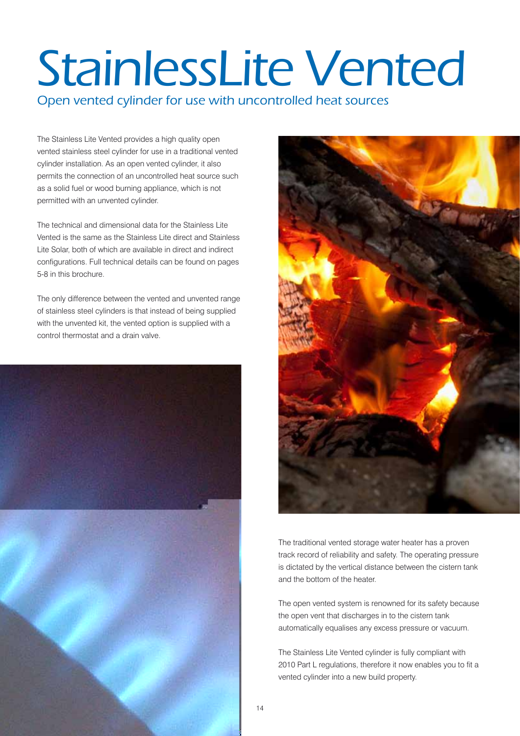# StainlessLite Vented

*Open vented cylinder for use with uncontrolled heat sources*

The Stainless Lite Vented provides a high quality open vented stainless steel cylinder for use in a traditional vented cylinder installation. As an open vented cylinder, it also permits the connection of an uncontrolled heat source such as a solid fuel or wood burning appliance, which is not permitted with an unvented cylinder.

The technical and dimensional data for the Stainless Lite Vented is the same as the Stainless Lite direct and Stainless Lite Solar, both of which are available in direct and indirect configurations. Full technical details can be found on pages 5-8 in this brochure.

The only difference between the vented and unvented range of stainless steel cylinders is that instead of being supplied with the unvented kit, the vented option is supplied with a control thermostat and a drain valve.

The traditional vented storage water heater has a proven track record of reliability and safety. The operating pressure is dictated by the vertical distance between the cistern tank and the bottom of the heater.

The open vented system is renowned for its safety because the open vent that discharges in to the cistern tank automatically equalises any excess pressure or vacuum.

The Stainless Lite Vented cylinder is fully compliant with 2010 Part L regulations, therefore it now enables you to fit a vented cylinder into a new build property.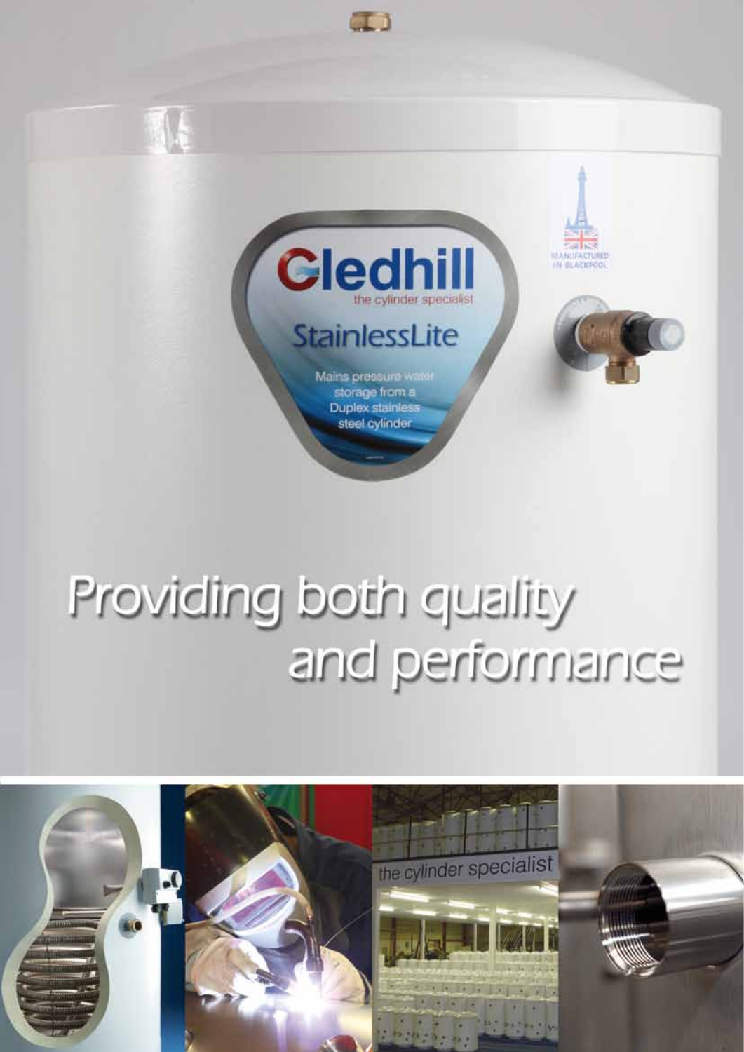# Providing both quality and performance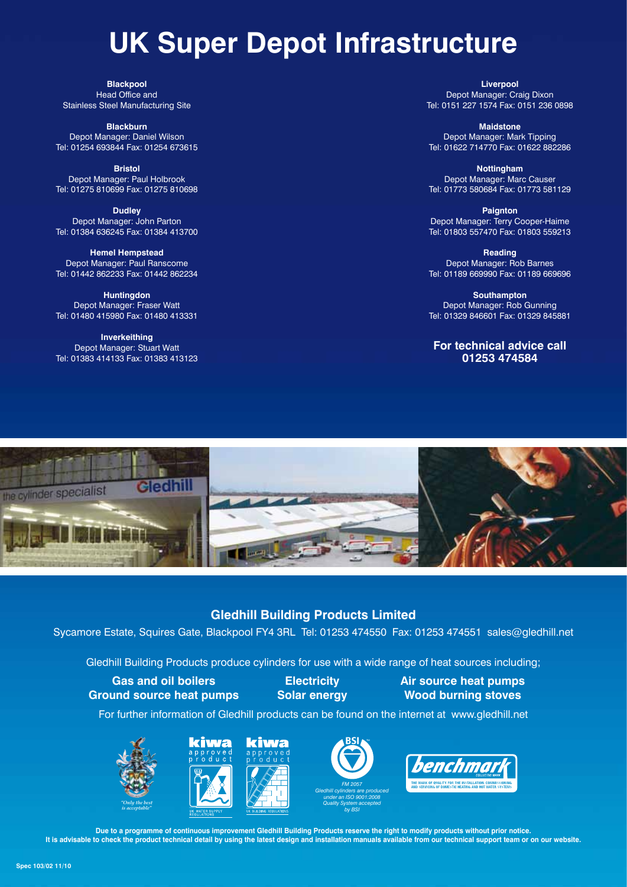# UK Super Depot Infrastructure

**Blackpool**
Head Office and
Stainless Steel Manufacturing Site

**Blackburn**
Depot Manager: Daniel Wilson
Tel: 01254 693844 Fax: 01254 673615

**Bristol**
Depot Manager: Paul Holbrook
Tel: 01275 810699 Fax: 01275 810698

**Dudley**
Depot Manager: John Parton
Tel: 01384 636245 Fax: 01384 413700

**Hemel Hempstead**
Depot Manager: Paul Ranscome
Tel: 01442 862233 Fax: 01442 862234

**Huntingdon**
Depot Manager: Fraser Watt
Tel: 01480 415980 Fax: 01480 413331

**Inverkeithing**
Depot Manager: Stuart Watt
Tel: 01383 414133 Fax: 01383 413123

**Liverpool**
Depot Manager: Craig Dixon
Tel: 0151 227 1574 Fax: 0151 236 0898

**Maidstone**
Depot Manager: Mark Tipping
Tel: 01622 714770 Fax: 01622 882286

**Nottingham**
Depot Manager: Marc Causer
Tel: 01773 580684 Fax: 01773 581129

**Paignton**
Depot Manager: Terry Cooper-Haime
Tel: 01803 557470 Fax: 01803 559213

**Reading**
Depot Manager: Rob Barnes
Tel: 01189 669990 Fax: 01189 669696

**Southampton**
Depot Manager: Rob Gunning
Tel: 01329 846601 Fax: 01329 845881

**For technical advice call 01253 474584**

## Gledhill Building Products Limited

Sycamore Estate, Squires Gate, Blackpool FY4 3RL Tel: 01253 474550 Fax: 01253 474551 sales@gledhill.net

Gledhill Building Products produce cylinders for use with a wide range of heat sources including;

**Gas and oil boilers** **Electricity** **Air source heat pumps**
**Ground source heat pumps** **Solar energy** **Wood burning stoves**

For further information of Gledhill products can be found on the internet at www.gledhill.net

*"Only the best is acceptable"*

FM 2057
Gledhill cylinders are produced under an ISO 9001:2008 Quality System accepted by BSI

**Due to a programme of continuous improvement Gledhill Building Products reserve the right to modify products without prior notice. It is advisable to check the product technical detail by using the latest design and installation manuals available from our technical support team or on our website.**

Spec 103/02 11/10